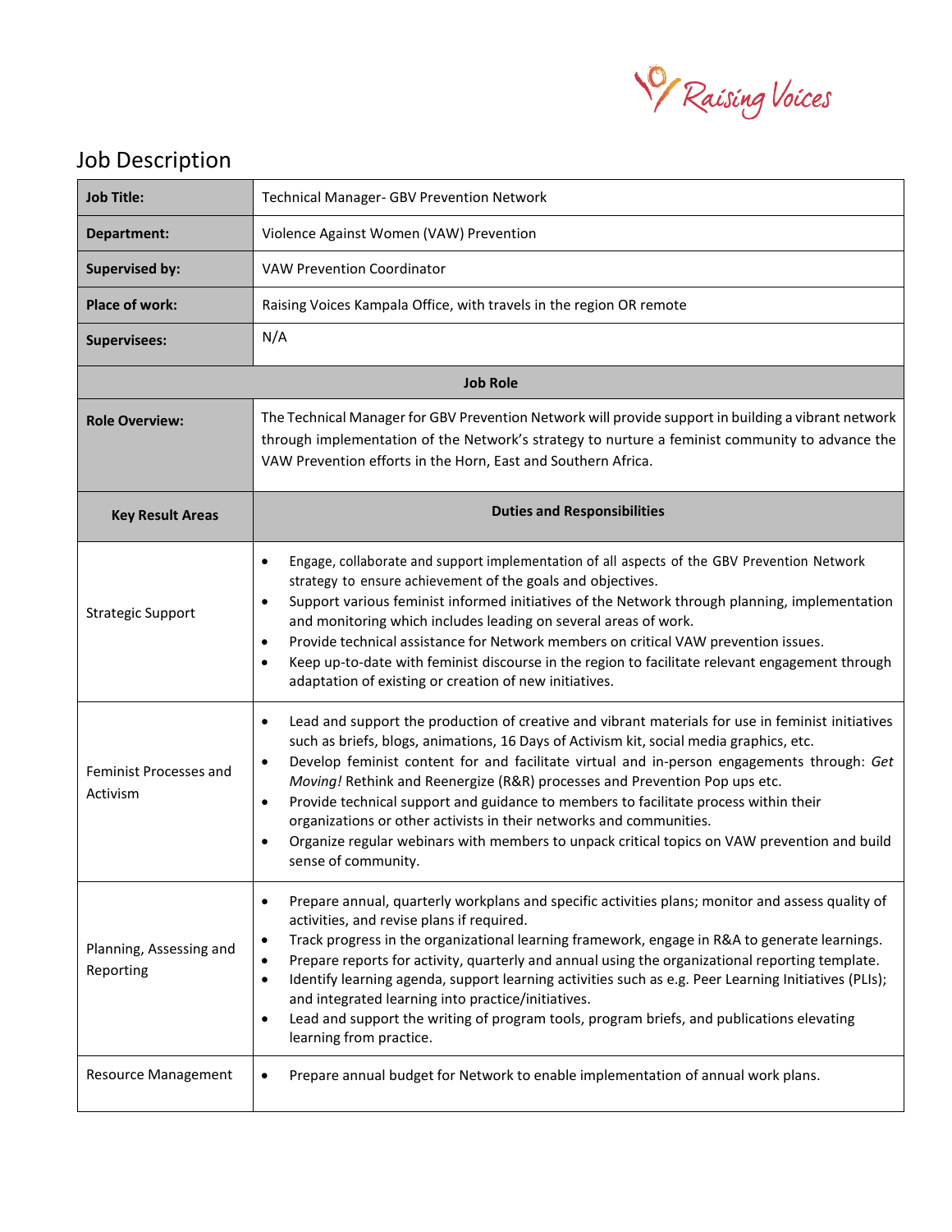Raising Voices

# Job Description

| | |
|---|---|
| **Job Title:** | Technical Manager- GBV Prevention Network |
| **Department:** | Violence Against Women (VAW) Prevention |
| **Supervised by:** | VAW Prevention Coordinator |
| **Place of work:** | Raising Voices Kampala Office, with travels in the region OR remote |
| **Supervisees:** | N/A |
| **Job Role** | |
| **Role Overview:** | The Technical Manager for GBV Prevention Network will provide support in building a vibrant network through implementation of the Network's strategy to nurture a feminist community to advance the VAW Prevention efforts in the Horn, East and Southern Africa. |
| **Key Result Areas** | **Duties and Responsibilities** |
| Strategic Support | • Engage, collaborate and support implementation of all aspects of the GBV Prevention Network strategy to ensure achievement of the goals and objectives.<br>• Support various feminist informed initiatives of the Network through planning, implementation and monitoring which includes leading on several areas of work.<br>• Provide technical assistance for Network members on critical VAW prevention issues.<br>• Keep up-to-date with feminist discourse in the region to facilitate relevant engagement through adaptation of existing or creation of new initiatives. |
| Feminist Processes and Activism | • Lead and support the production of creative and vibrant materials for use in feminist initiatives such as briefs, blogs, animations, 16 Days of Activism kit, social media graphics, etc.<br>• Develop feminist content for and facilitate virtual and in-person engagements through: *Get Moving!* Rethink and Reenergize (R&R) processes and Prevention Pop ups etc.<br>• Provide technical support and guidance to members to facilitate process within their organizations or other activists in their networks and communities.<br>• Organize regular webinars with members to unpack critical topics on VAW prevention and build sense of community. |
| Planning, Assessing and Reporting | • Prepare annual, quarterly workplans and specific activities plans; monitor and assess quality of activities, and revise plans if required.<br>• Track progress in the organizational learning framework, engage in R&A to generate learnings.<br>• Prepare reports for activity, quarterly and annual using the organizational reporting template.<br>• Identify learning agenda, support learning activities such as e.g. Peer Learning Initiatives (PLIs); and integrated learning into practice/initiatives.<br>• Lead and support the writing of program tools, program briefs, and publications elevating learning from practice. |
| Resource Management | • Prepare annual budget for Network to enable implementation of annual work plans. |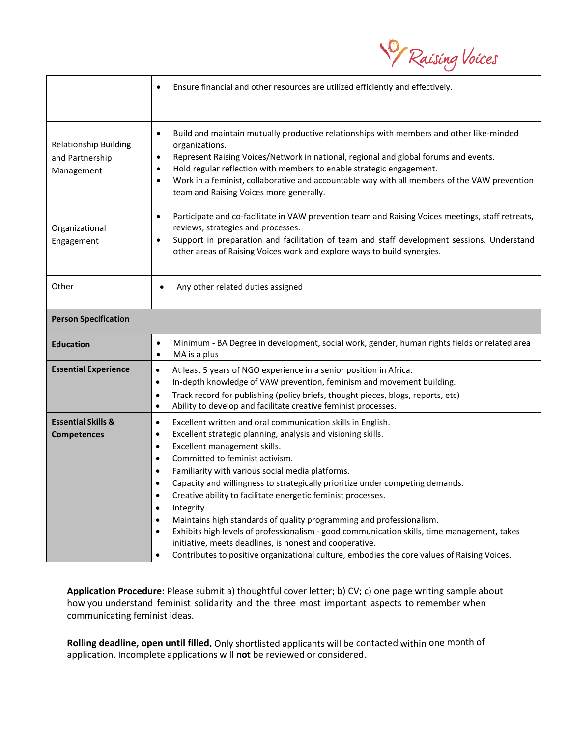| | |
|---|---|
| | • Ensure financial and other resources are utilized efficiently and effectively. |
| Relationship Building and Partnership Management | • Build and maintain mutually productive relationships with members and other like-minded organizations.<br>• Represent Raising Voices/Network in national, regional and global forums and events.<br>• Hold regular reflection with members to enable strategic engagement.<br>• Work in a feminist, collaborative and accountable way with all members of the VAW prevention team and Raising Voices more generally. |
| Organizational Engagement | • Participate and co-facilitate in VAW prevention team and Raising Voices meetings, staff retreats, reviews, strategies and processes.<br>• Support in preparation and facilitation of team and staff development sessions. Understand other areas of Raising Voices work and explore ways to build synergies. |
| Other | • Any other related duties assigned |
| **Person Specification** | |
| **Education** | • Minimum - BA Degree in development, social work, gender, human rights fields or related area<br>• MA is a plus |
| **Essential Experience** | • At least 5 years of NGO experience in a senior position in Africa.<br>• In-depth knowledge of VAW prevention, feminism and movement building.<br>• Track record for publishing (policy briefs, thought pieces, blogs, reports, etc)<br>• Ability to develop and facilitate creative feminist processes. |
| **Essential Skills & Competences** | • Excellent written and oral communication skills in English.<br>• Excellent strategic planning, analysis and visioning skills.<br>• Excellent management skills.<br>• Committed to feminist activism.<br>• Familiarity with various social media platforms.<br>• Capacity and willingness to strategically prioritize under competing demands.<br>• Creative ability to facilitate energetic feminist processes.<br>• Integrity.<br>• Maintains high standards of quality programming and professionalism.<br>• Exhibits high levels of professionalism - good communication skills, time management, takes initiative, meets deadlines, is honest and cooperative.<br>• Contributes to positive organizational culture, embodies the core values of Raising Voices. |

**Application Procedure:** Please submit a) thoughtful cover letter; b) CV; c) one page writing sample about how you understand feminist solidarity and the three most important aspects to remember when communicating feminist ideas.

**Rolling deadline, open until filled.** Only shortlisted applicants will be contacted within one month of application. Incomplete applications will **not** be reviewed or considered.